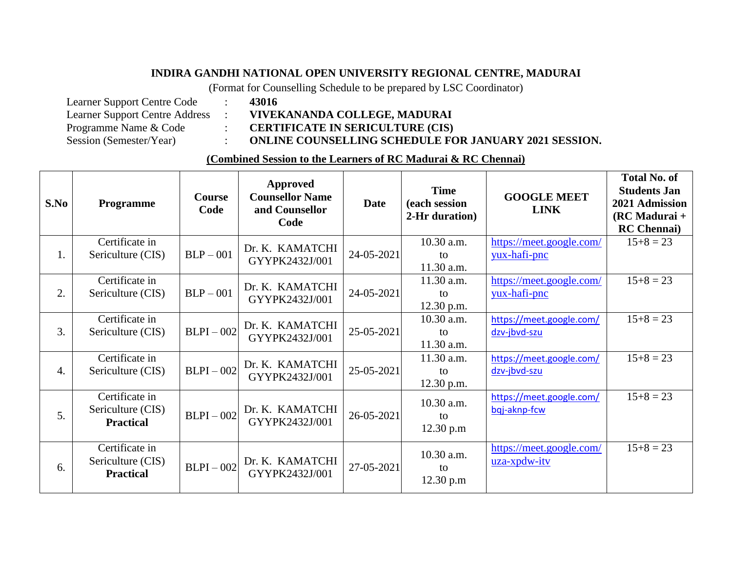**INDIRA GANDHI NATIONAL OPEN UNIVERSITY REGIONAL CENTRE, MADURAI**

(Format for Counselling Schedule to be prepared by LSC Coordinator)

Learner Support Centre Code : **43016**

Learner Support Centre Address : **VIVEKANANDA COLLEGE, MADURAI**

Programme Name & Code : **CERTIFICATE IN SERICULTURE (CIS)**

Session (Semester/Year) : **ONLINE COUNSELLING SCHEDULE FOR JANUARY 2021 SESSION.**

**(Combined Session to the Learners of RC Madurai & RC Chennai)**

| S.No | Programme | Course Code | Approved Counsellor Name and Counsellor Code | Date | Time (each session 2-Hr duration) | GOOGLE MEET LINK | Total No. of Students Jan 2021 Admission (RC Madurai + RC Chennai) |
|---|---|---|---|---|---|---|---|
| 1. | Certificate in Sericulture (CIS) | BLP – 001 | Dr. K. KAMATCHI GYYPK2432J/001 | 24-05-2021 | 10.30 a.m. to 11.30 a.m. | https://meet.google.com/yux-hafi-pnc | 15+8 = 23 |
| 2. | Certificate in Sericulture (CIS) | BLP – 001 | Dr. K. KAMATCHI GYYPK2432J/001 | 24-05-2021 | 11.30 a.m. to 12.30 p.m. | https://meet.google.com/yux-hafi-pnc | 15+8 = 23 |
| 3. | Certificate in Sericulture (CIS) | BLPI – 002 | Dr. K. KAMATCHI GYYPK2432J/001 | 25-05-2021 | 10.30 a.m. to 11.30 a.m. | https://meet.google.com/dzv-jbvd-szu | 15+8 = 23 |
| 4. | Certificate in Sericulture (CIS) | BLPI – 002 | Dr. K. KAMATCHI GYYPK2432J/001 | 25-05-2021 | 11.30 a.m. to 12.30 p.m. | https://meet.google.com/dzv-jbvd-szu | 15+8 = 23 |
| 5. | Certificate in Sericulture (CIS) **Practical** | BLPI – 002 | Dr. K. KAMATCHI GYYPK2432J/001 | 26-05-2021 | 10.30 a.m. to 12.30 p.m | https://meet.google.com/bqj-aknp-fcw | 15+8 = 23 |
| 6. | Certificate in Sericulture (CIS) **Practical** | BLPI – 002 | Dr. K. KAMATCHI GYYPK2432J/001 | 27-05-2021 | 10.30 a.m. to 12.30 p.m | https://meet.google.com/uza-xpdw-itv | 15+8 = 23 |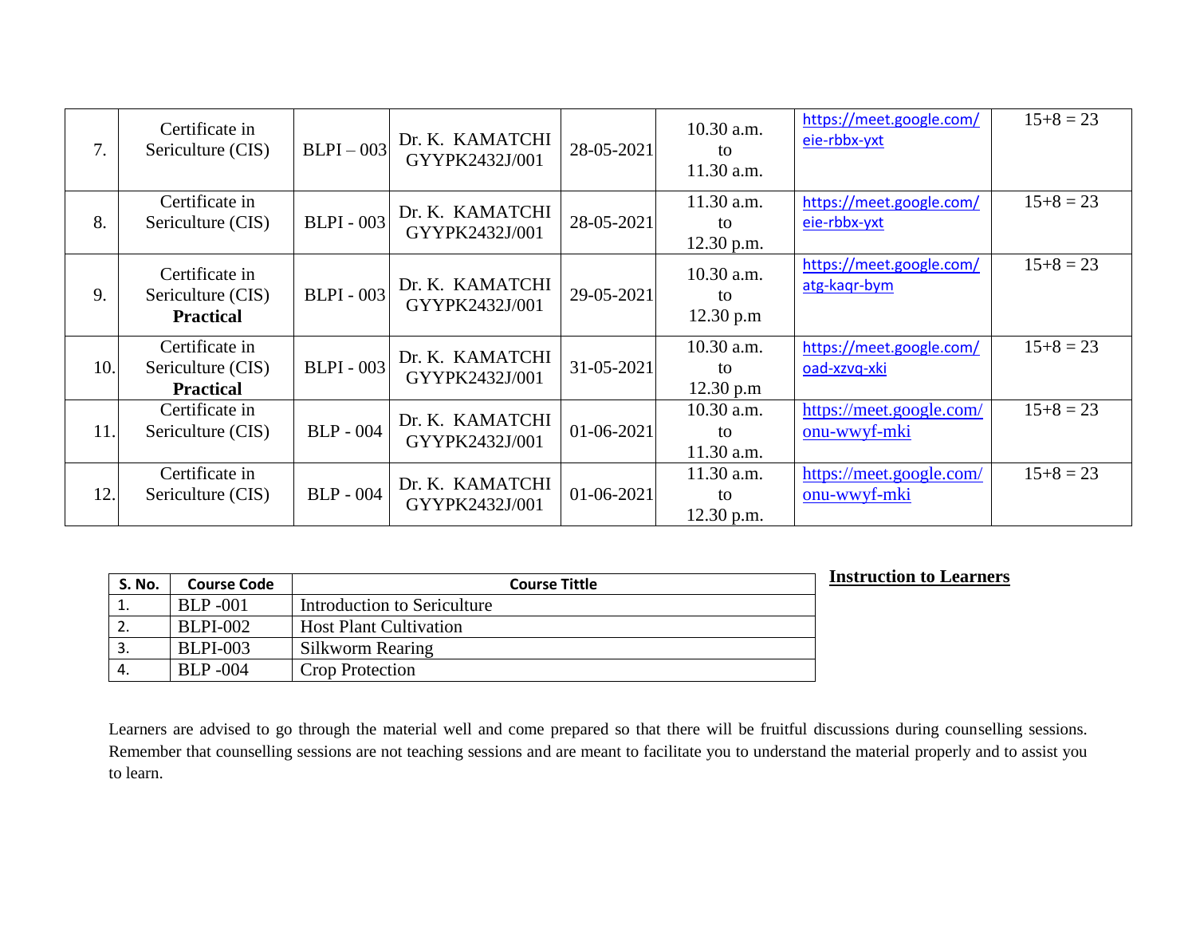| 7. | Certificate in Sericulture (CIS) | BLPI – 003 | Dr. K. KAMATCHI GYYPK2432J/001 | 28-05-2021 | 10.30 a.m. to 11.30 a.m. | https://meet.google.com/eie-rbbx-yxt | 15+8 = 23 |
|---|---|---|---|---|---|---|---|
| 8. | Certificate in Sericulture (CIS) | BLPI - 003 | Dr. K. KAMATCHI GYYPK2432J/001 | 28-05-2021 | 11.30 a.m. to 12.30 p.m. | https://meet.google.com/eie-rbbx-yxt | 15+8 = 23 |
| 9. | Certificate in Sericulture (CIS) **Practical** | BLPI - 003 | Dr. K. KAMATCHI GYYPK2432J/001 | 29-05-2021 | 10.30 a.m. to 12.30 p.m | https://meet.google.com/atg-kaqr-bym | 15+8 = 23 |
| 10. | Certificate in Sericulture (CIS) **Practical** | BLPI - 003 | Dr. K. KAMATCHI GYYPK2432J/001 | 31-05-2021 | 10.30 a.m. to 12.30 p.m | https://meet.google.com/oad-xzvq-xki | 15+8 = 23 |
| 11. | Certificate in Sericulture (CIS) | BLP - 004 | Dr. K. KAMATCHI GYYPK2432J/001 | 01-06-2021 | 10.30 a.m. to 11.30 a.m. | https://meet.google.com/onu-wwyf-mki | 15+8 = 23 |
| 12. | Certificate in Sericulture (CIS) | BLP - 004 | Dr. K. KAMATCHI GYYPK2432J/001 | 01-06-2021 | 11.30 a.m. to 12.30 p.m. | https://meet.google.com/onu-wwyf-mki | 15+8 = 23 |

| S. No. | Course Code | Course Tittle |
|---|---|---|
| 1. | BLP -001 | Introduction to Sericulture |
| 2. | BLPI-002 | Host Plant Cultivation |
| 3. | BLPI-003 | Silkworm Rearing |
| 4. | BLP -004 | Crop Protection |

**Instruction to Learners**

Learners are advised to go through the material well and come prepared so that there will be fruitful discussions during counselling sessions. Remember that counselling sessions are not teaching sessions and are meant to facilitate you to understand the material properly and to assist you to learn.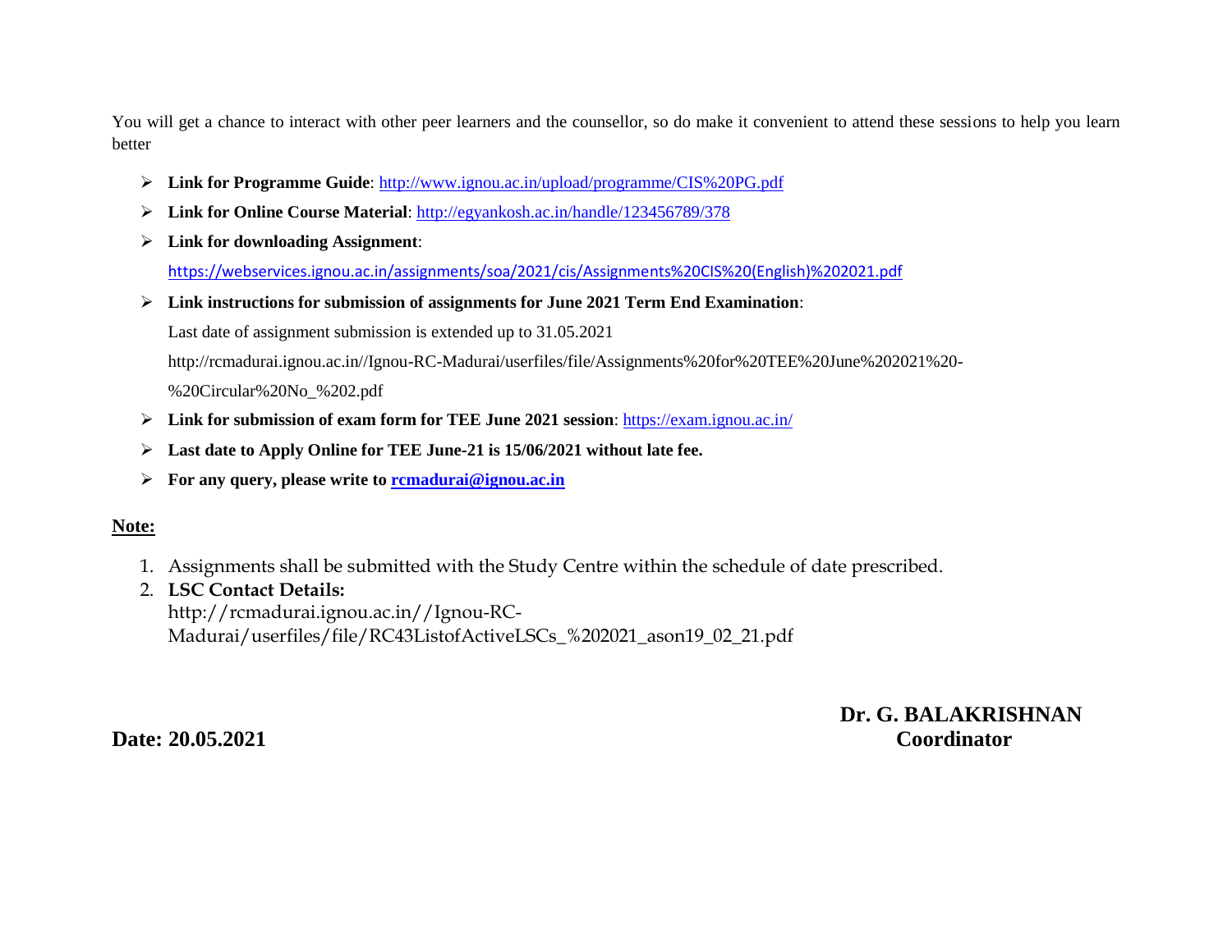You will get a chance to interact with other peer learners and the counsellor, so do make it convenient to attend these sessions to help you learn better

- **Link for Programme Guide**: http://www.ignou.ac.in/upload/programme/CIS%20PG.pdf
- **Link for Online Course Material**: http://egyankosh.ac.in/handle/123456789/378
- **Link for downloading Assignment**:

  https://webservices.ignou.ac.in/assignments/soa/2021/cis/Assignments%20CIS%20(English)%202021.pdf
- **Link instructions for submission of assignments for June 2021 Term End Examination**:

  Last date of assignment submission is extended up to 31.05.2021

  http://rcmadurai.ignou.ac.in//Ignou-RC-Madurai/userfiles/file/Assignments%20for%20TEE%20June%202021%20-%20Circular%20No_%202.pdf
- **Link for submission of exam form for TEE June 2021 session**: https://exam.ignou.ac.in/
- **Last date to Apply Online for TEE June-21 is 15/06/2021 without late fee.**
- **For any query, please write to rcmadurai@ignou.ac.in**

**Note:**

1. Assignments shall be submitted with the Study Centre within the schedule of date prescribed.
2. **LSC Contact Details:**
   http://rcmadurai.ignou.ac.in//Ignou-RC-Madurai/userfiles/file/RC43ListofActiveLSCs_%202021_ason19_02_21.pdf

**Dr. G. BALAKRISHNAN**
**Coordinator**

**Date: 20.05.2021**